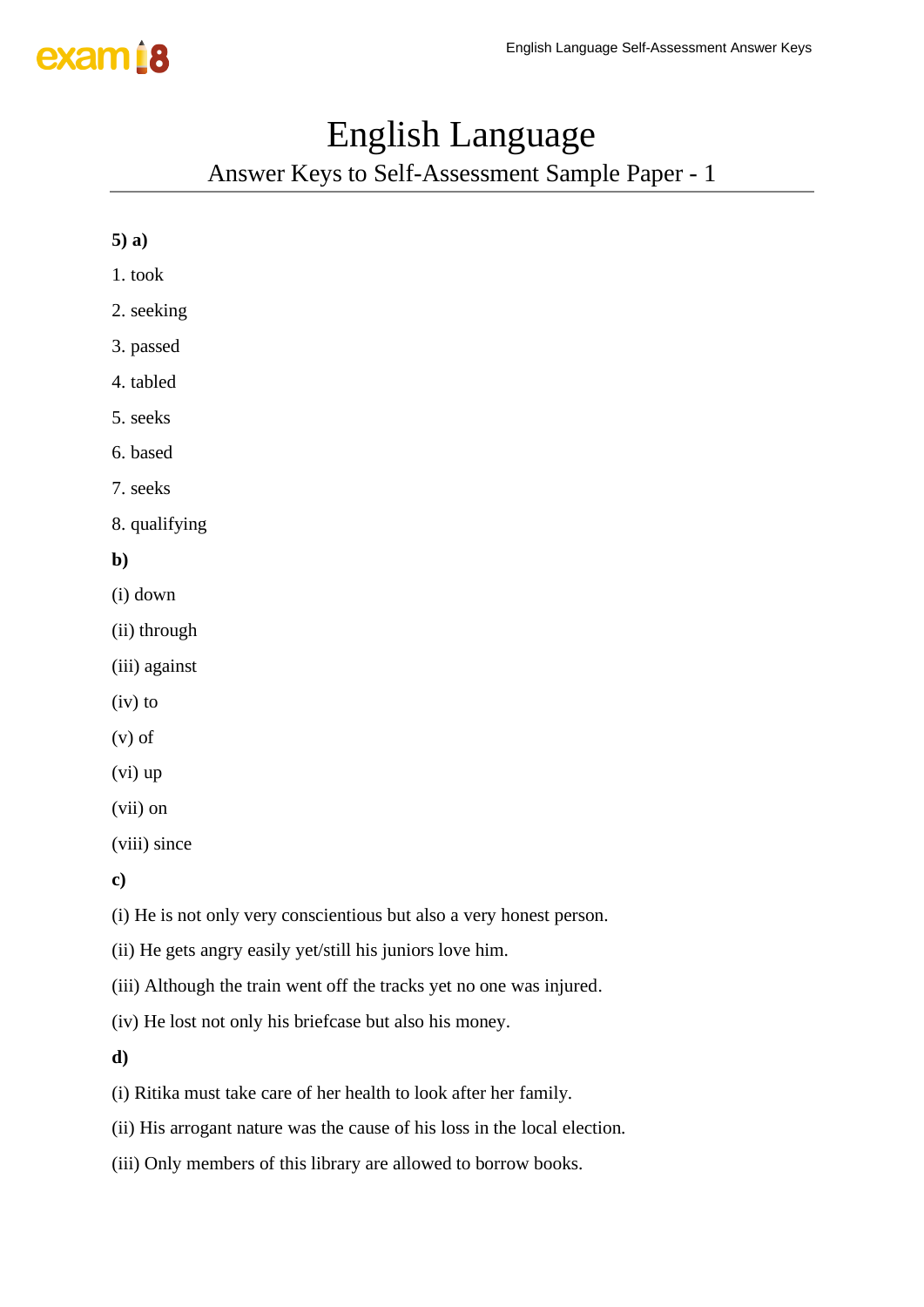# English Language

## Answer Keys to Self-Assessment Sample Paper - 1

**5) a)**

1. took
2. seeking
3. passed
4. tabled
5. seeks
6. based
7. seeks
8. qualifying

**b)**

(i) down

(ii) through

(iii) against

(iv) to

(v) of

(vi) up

(vii) on

(viii) since

**c)**

(i) He is not only very conscientious but also a very honest person.

(ii) He gets angry easily yet/still his juniors love him.

(iii) Although the train went off the tracks yet no one was injured.

(iv) He lost not only his briefcase but also his money.

**d)**

(i) Ritika must take care of her health to look after her family.

(ii) His arrogant nature was the cause of his loss in the local election.

(iii) Only members of this library are allowed to borrow books.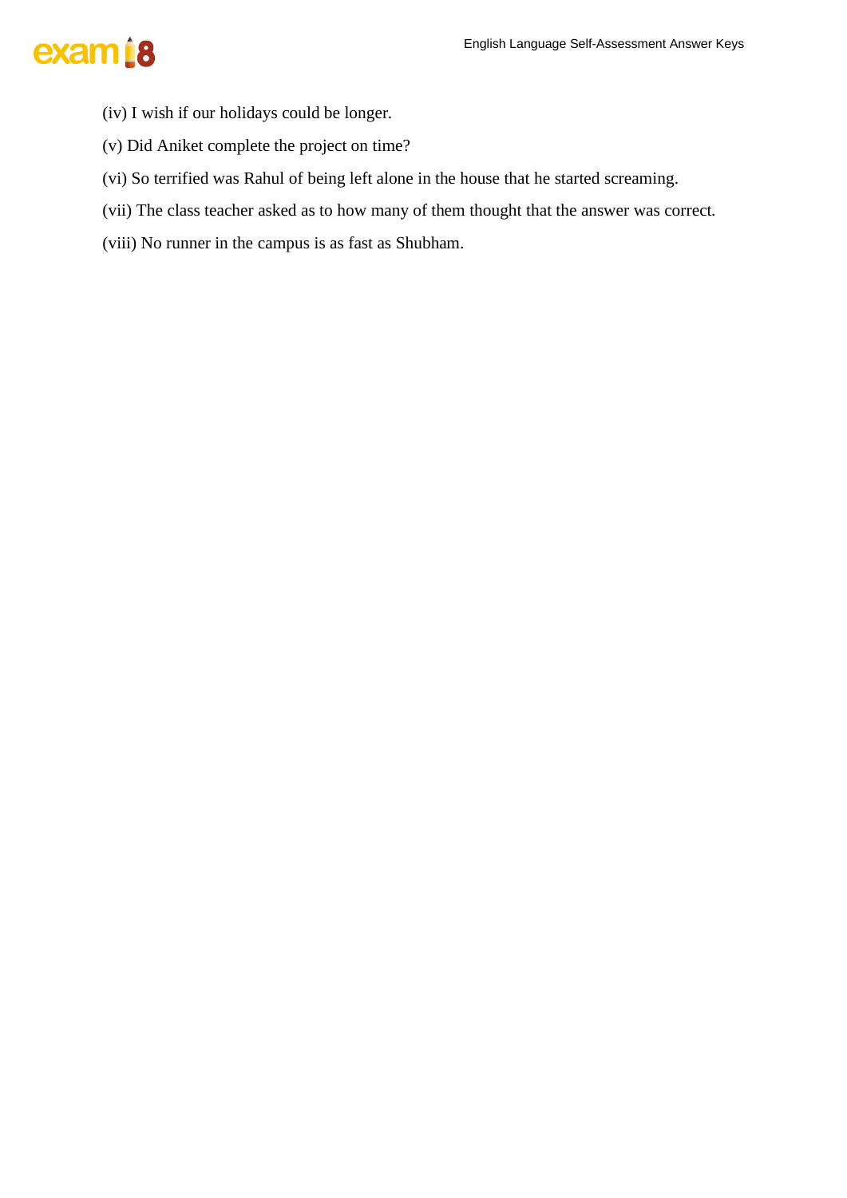(iv) I wish if our holidays could be longer.

(v) Did Aniket complete the project on time?

(vi) So terrified was Rahul of being left alone in the house that he started screaming.

(vii) The class teacher asked as to how many of them thought that the answer was correct.

(viii) No runner in the campus is as fast as Shubham.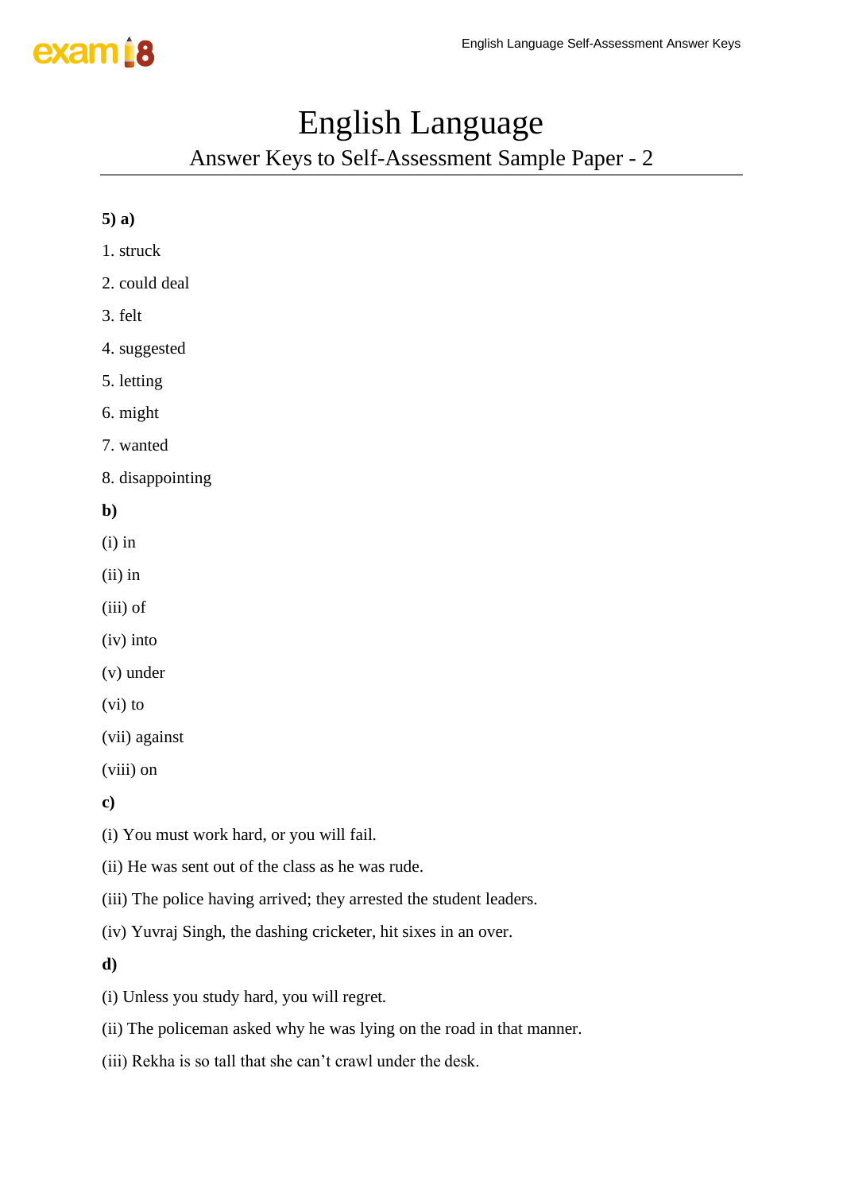# English Language

## Answer Keys to Self-Assessment Sample Paper - 2

**5) a)**

1. struck
2. could deal
3. felt
4. suggested
5. letting
6. might
7. wanted
8. disappointing

**b)**

(i) in

(ii) in

(iii) of

(iv) into

(v) under

(vi) to

(vii) against

(viii) on

**c)**

(i) You must work hard, or you will fail.

(ii) He was sent out of the class as he was rude.

(iii) The police having arrived; they arrested the student leaders.

(iv) Yuvraj Singh, the dashing cricketer, hit sixes in an over.

**d)**

(i) Unless you study hard, you will regret.

(ii) The policeman asked why he was lying on the road in that manner.

(iii) Rekha is so tall that she can't crawl under the desk.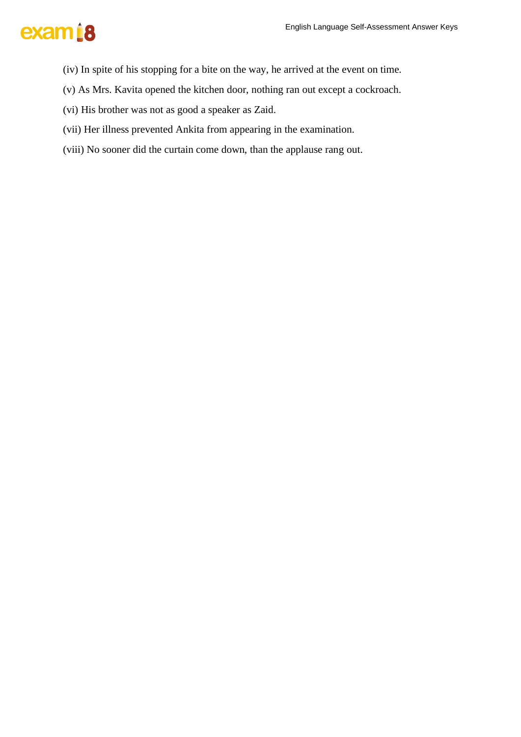(iv) In spite of his stopping for a bite on the way, he arrived at the event on time.

(v) As Mrs. Kavita opened the kitchen door, nothing ran out except a cockroach.

(vi) His brother was not as good a speaker as Zaid.

(vii) Her illness prevented Ankita from appearing in the examination.

(viii) No sooner did the curtain come down, than the applause rang out.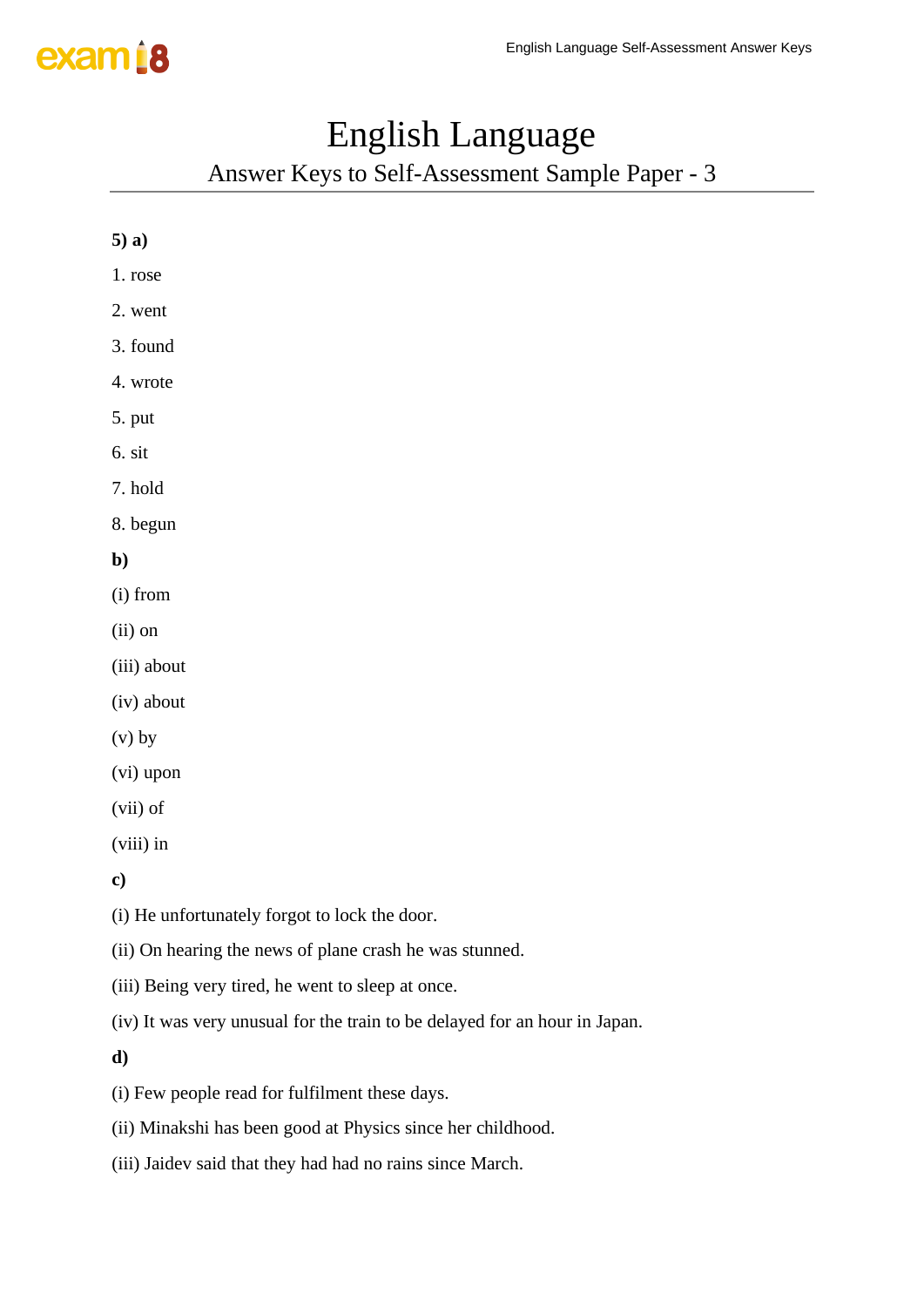# English Language

## Answer Keys to Self-Assessment Sample Paper - 3

**5) a)**

1. rose

2. went

3. found

4. wrote

5. put

6. sit

7. hold

8. begun

**b)**

(i) from

(ii) on

(iii) about

(iv) about

(v) by

(vi) upon

(vii) of

(viii) in

**c)**

(i) He unfortunately forgot to lock the door.

(ii) On hearing the news of plane crash he was stunned.

(iii) Being very tired, he went to sleep at once.

(iv) It was very unusual for the train to be delayed for an hour in Japan.

**d)**

(i) Few people read for fulfilment these days.

(ii) Minakshi has been good at Physics since her childhood.

(iii) Jaidev said that they had had no rains since March.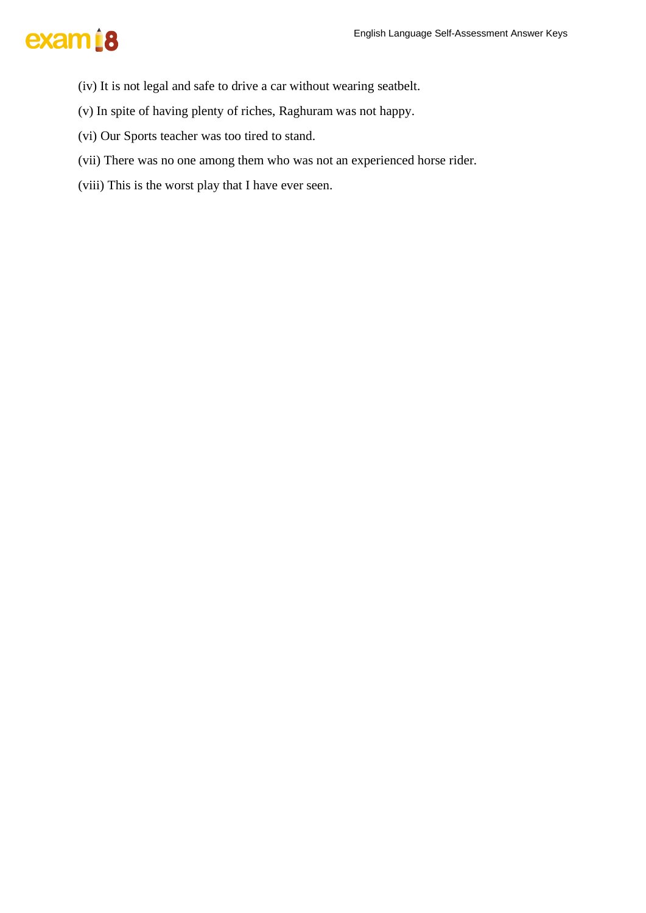(iv) It is not legal and safe to drive a car without wearing seatbelt.

(v) In spite of having plenty of riches, Raghuram was not happy.

(vi) Our Sports teacher was too tired to stand.

(vii) There was no one among them who was not an experienced horse rider.

(viii) This is the worst play that I have ever seen.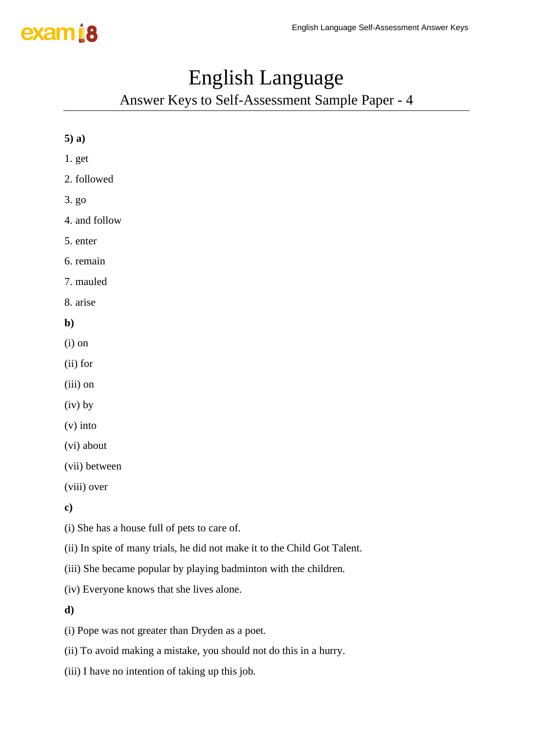# English Language

## Answer Keys to Self-Assessment Sample Paper - 4

**5) a)**

1. get
2. followed
3. go
4. and follow
5. enter
6. remain
7. mauled
8. arise

**b)**

(i) on

(ii) for

(iii) on

(iv) by

(v) into

(vi) about

(vii) between

(viii) over

**c)**

(i) She has a house full of pets to care of.

(ii) In spite of many trials, he did not make it to the Child Got Talent.

(iii) She became popular by playing badminton with the children.

(iv) Everyone knows that she lives alone.

**d)**

(i) Pope was not greater than Dryden as a poet.

(ii) To avoid making a mistake, you should not do this in a hurry.

(iii) I have no intention of taking up this job.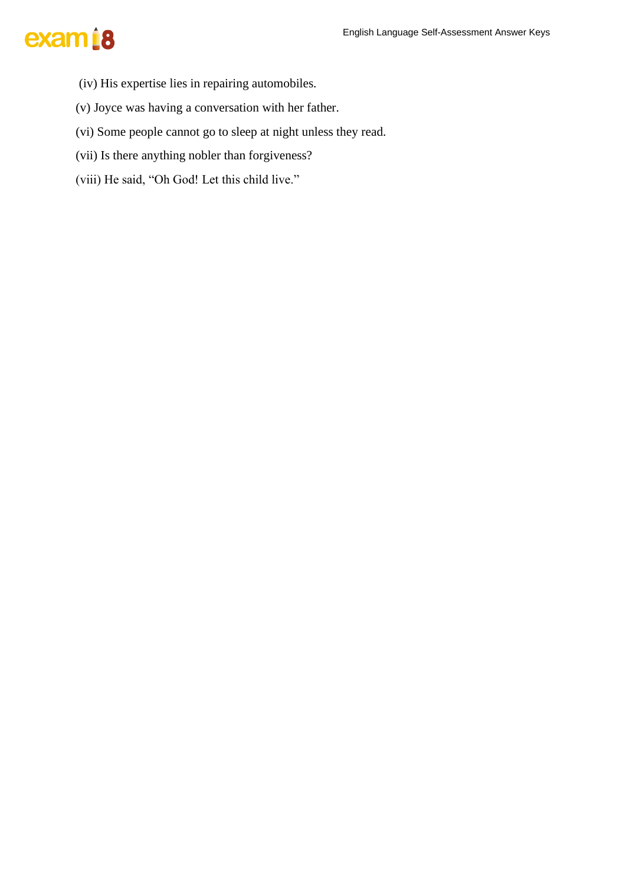(iv) His expertise lies in repairing automobiles.

(v) Joyce was having a conversation with her father.

(vi) Some people cannot go to sleep at night unless they read.

(vii) Is there anything nobler than forgiveness?

(viii) He said, “Oh God! Let this child live.”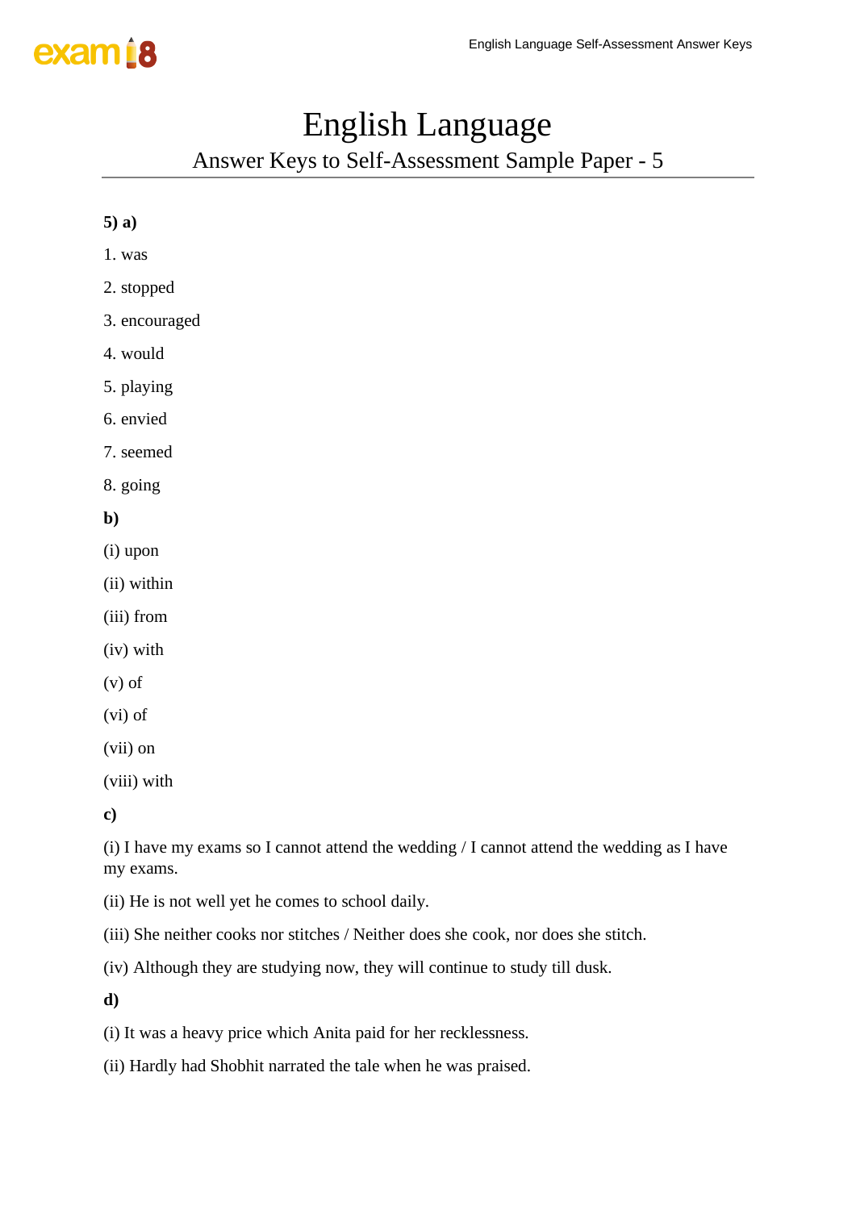# English Language

## Answer Keys to Self-Assessment Sample Paper - 5

**5) a)**

1. was

2. stopped

3. encouraged

4. would

5. playing

6. envied

7. seemed

8. going

**b)**

(i) upon

(ii) within

(iii) from

(iv) with

(v) of

(vi) of

(vii) on

(viii) with

**c)**

(i) I have my exams so I cannot attend the wedding / I cannot attend the wedding as I have my exams.

(ii) He is not well yet he comes to school daily.

(iii) She neither cooks nor stitches / Neither does she cook, nor does she stitch.

(iv) Although they are studying now, they will continue to study till dusk.

**d)**

(i) It was a heavy price which Anita paid for her recklessness.

(ii) Hardly had Shobhit narrated the tale when he was praised.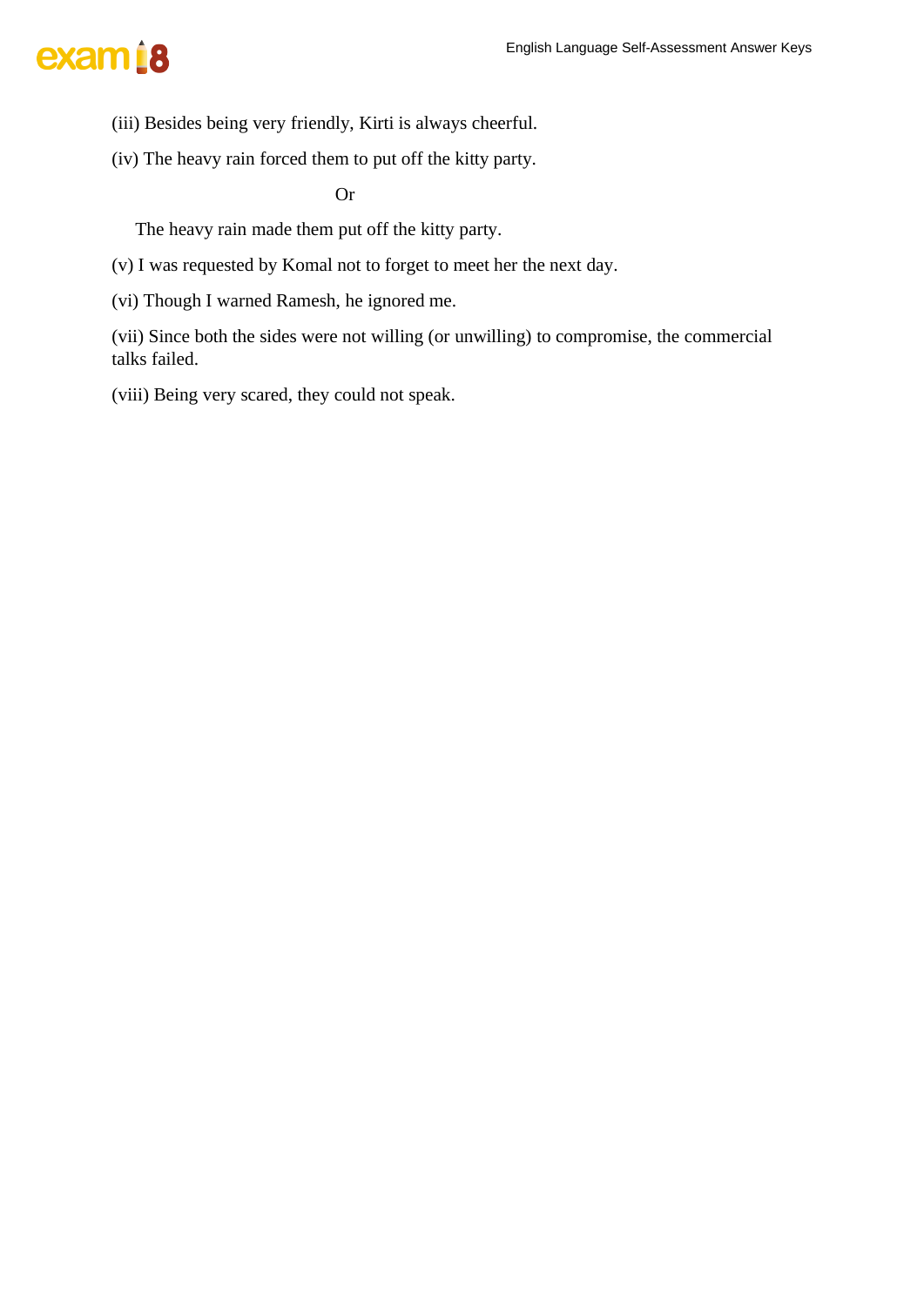(iii) Besides being very friendly, Kirti is always cheerful.

(iv) The heavy rain forced them to put off the kitty party.

Or

The heavy rain made them put off the kitty party.

(v) I was requested by Komal not to forget to meet her the next day.

(vi) Though I warned Ramesh, he ignored me.

(vii) Since both the sides were not willing (or unwilling) to compromise, the commercial talks failed.

(viii) Being very scared, they could not speak.